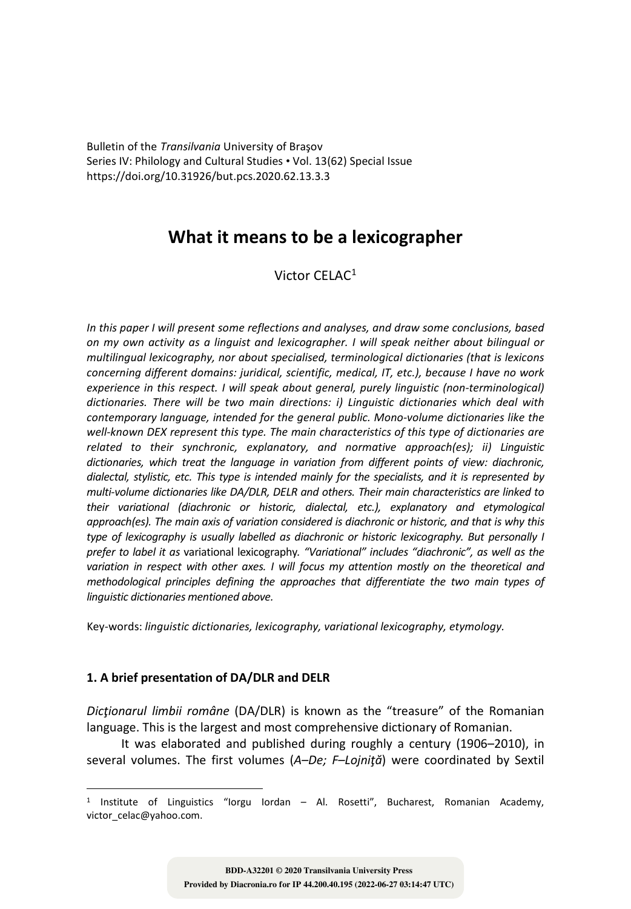Bulletin of the *Transilvania* University of Braşov
Series IV: Philology and Cultural Studies • Vol. 13(62) Special Issue
https://doi.org/10.31926/but.pcs.2020.62.13.3.3

# What it means to be a lexicographer

Victor CELAC[1]

*In this paper I will present some reflections and analyses, and draw some conclusions, based on my own activity as a linguist and lexicographer. I will speak neither about bilingual or multilingual lexicography, nor about specialised, terminological dictionaries (that is lexicons concerning different domains: juridical, scientific, medical, IT, etc.), because I have no work experience in this respect. I will speak about general, purely linguistic (non-terminological) dictionaries. There will be two main directions: i) Linguistic dictionaries which deal with contemporary language, intended for the general public. Mono-volume dictionaries like the well-known DEX represent this type. The main characteristics of this type of dictionaries are related to their synchronic, explanatory, and normative approach(es); ii) Linguistic dictionaries, which treat the language in variation from different points of view: diachronic, dialectal, stylistic, etc. This type is intended mainly for the specialists, and it is represented by multi-volume dictionaries like DA/DLR, DELR and others. Their main characteristics are linked to their variational (diachronic or historic, dialectal, etc.), explanatory and etymological approach(es). The main axis of variation considered is diachronic or historic, and that is why this type of lexicography is usually labelled as diachronic or historic lexicography. But personally I prefer to label it as* variational *lexicography. "Variational" includes "diachronic", as well as the variation in respect with other axes. I will focus my attention mostly on the theoretical and methodological principles defining the approaches that differentiate the two main types of linguistic dictionaries mentioned above.*

Key-words: *linguistic dictionaries, lexicography, variational lexicography, etymology.*

## 1. A brief presentation of DA/DLR and DELR

*Dicţionarul limbii române* (DA/DLR) is known as the "treasure" of the Romanian language. This is the largest and most comprehensive dictionary of Romanian.

It was elaborated and published during roughly a century (1906–2010), in several volumes. The first volumes (*A–De; F–Lojniţă*) were coordinated by Sextil

[1] Institute of Linguistics "Iorgu Iordan – Al. Rosetti", Bucharest, Romanian Academy, victor_celac@yahoo.com.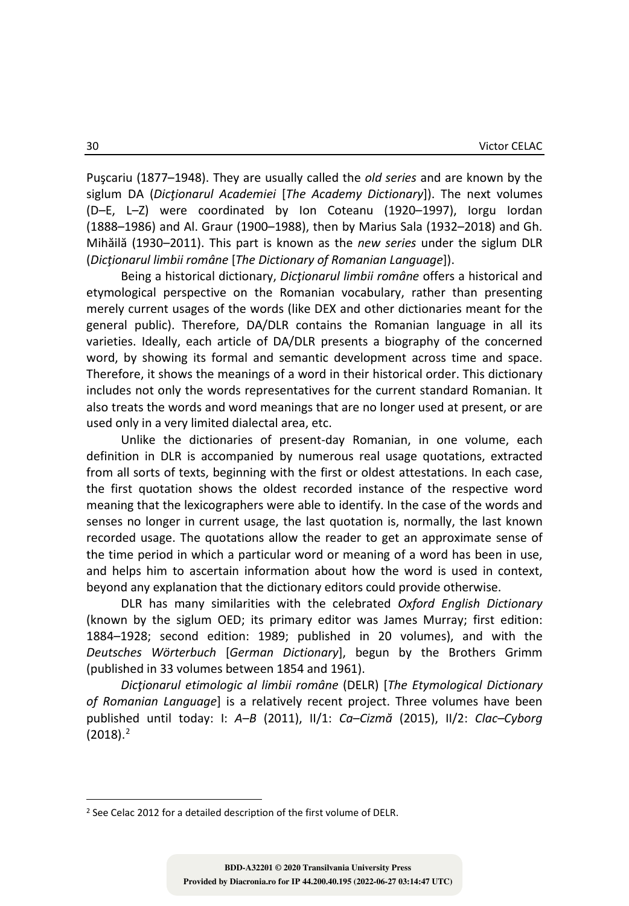Puşcariu (1877–1948). They are usually called the *old series* and are known by the siglum DA (*Dicţionarul Academiei* [*The Academy Dictionary*]). The next volumes (D–E, L–Z) were coordinated by Ion Coteanu (1920–1997), Iorgu Iordan (1888–1986) and Al. Graur (1900–1988), then by Marius Sala (1932–2018) and Gh. Mihăilă (1930–2011). This part is known as the *new series* under the siglum DLR (*Dicţionarul limbii române* [*The Dictionary of Romanian Language*]).

Being a historical dictionary, *Dicţionarul limbii române* offers a historical and etymological perspective on the Romanian vocabulary, rather than presenting merely current usages of the words (like DEX and other dictionaries meant for the general public). Therefore, DA/DLR contains the Romanian language in all its varieties. Ideally, each article of DA/DLR presents a biography of the concerned word, by showing its formal and semantic development across time and space. Therefore, it shows the meanings of a word in their historical order. This dictionary includes not only the words representatives for the current standard Romanian. It also treats the words and word meanings that are no longer used at present, or are used only in a very limited dialectal area, etc.

Unlike the dictionaries of present-day Romanian, in one volume, each definition in DLR is accompanied by numerous real usage quotations, extracted from all sorts of texts, beginning with the first or oldest attestations. In each case, the first quotation shows the oldest recorded instance of the respective word meaning that the lexicographers were able to identify. In the case of the words and senses no longer in current usage, the last quotation is, normally, the last known recorded usage. The quotations allow the reader to get an approximate sense of the time period in which a particular word or meaning of a word has been in use, and helps him to ascertain information about how the word is used in context, beyond any explanation that the dictionary editors could provide otherwise.

DLR has many similarities with the celebrated *Oxford English Dictionary* (known by the siglum OED; its primary editor was James Murray; first edition: 1884–1928; second edition: 1989; published in 20 volumes), and with the *Deutsches Wörterbuch* [*German Dictionary*], begun by the Brothers Grimm (published in 33 volumes between 1854 and 1961).

*Dicţionarul etimologic al limbii române* (DELR) [*The Etymological Dictionary of Romanian Language*] is a relatively recent project. Three volumes have been published until today: I: *A–B* (2011), II/1: *Ca–Cizmă* (2015), II/2: *Clac–Cyborg* (2018).[2]

---

[2] See Celac 2012 for a detailed description of the first volume of DELR.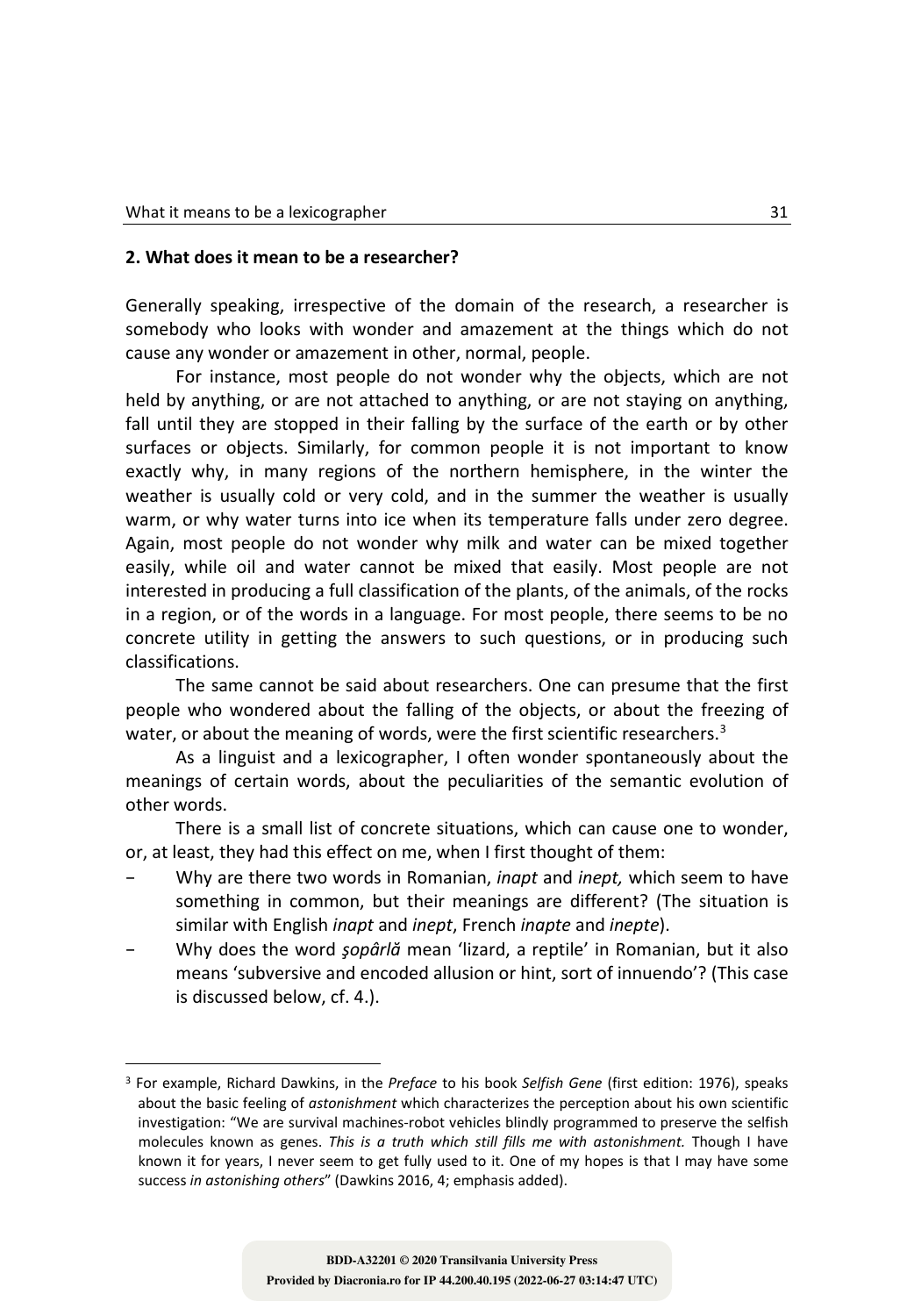## 2. What does it mean to be a researcher?

Generally speaking, irrespective of the domain of the research, a researcher is somebody who looks with wonder and amazement at the things which do not cause any wonder or amazement in other, normal, people.

For instance, most people do not wonder why the objects, which are not held by anything, or are not attached to anything, or are not staying on anything, fall until they are stopped in their falling by the surface of the earth or by other surfaces or objects. Similarly, for common people it is not important to know exactly why, in many regions of the northern hemisphere, in the winter the weather is usually cold or very cold, and in the summer the weather is usually warm, or why water turns into ice when its temperature falls under zero degree. Again, most people do not wonder why milk and water can be mixed together easily, while oil and water cannot be mixed that easily. Most people are not interested in producing a full classification of the plants, of the animals, of the rocks in a region, or of the words in a language. For most people, there seems to be no concrete utility in getting the answers to such questions, or in producing such classifications.

The same cannot be said about researchers. One can presume that the first people who wondered about the falling of the objects, or about the freezing of water, or about the meaning of words, were the first scientific researchers.[3]

As a linguist and a lexicographer, I often wonder spontaneously about the meanings of certain words, about the peculiarities of the semantic evolution of other words.

There is a small list of concrete situations, which can cause one to wonder, or, at least, they had this effect on me, when I first thought of them:

- Why are there two words in Romanian, *inapt* and *inept,* which seem to have something in common, but their meanings are different? (The situation is similar with English *inapt* and *inept*, French *inapte* and *inepte*).
- Why does the word *şopârlă* mean 'lizard, a reptile' in Romanian, but it also means 'subversive and encoded allusion or hint, sort of innuendo'? (This case is discussed below, cf. 4.).

---

[3] For example, Richard Dawkins, in the *Preface* to his book *Selfish Gene* (first edition: 1976), speaks about the basic feeling of *astonishment* which characterizes the perception about his own scientific investigation: "We are survival machines-robot vehicles blindly programmed to preserve the selfish molecules known as genes. *This is a truth which still fills me with astonishment.* Though I have known it for years, I never seem to get fully used to it. One of my hopes is that I may have some success *in astonishing others*" (Dawkins 2016, 4; emphasis added).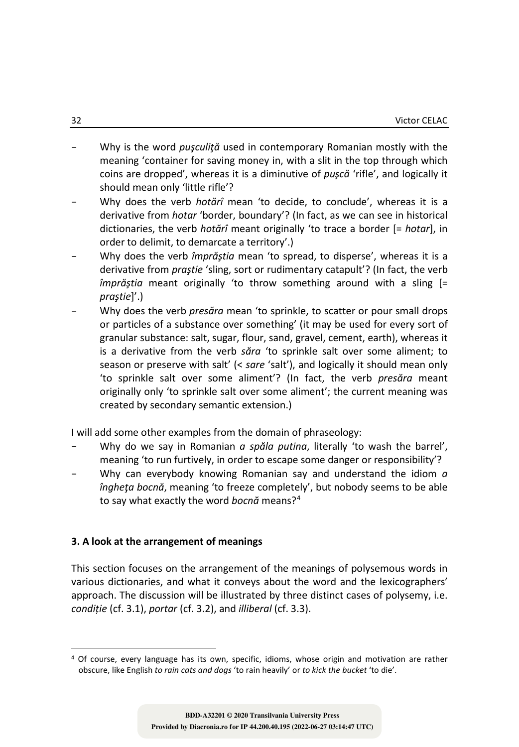- Why is the word *puşculiţă* used in contemporary Romanian mostly with the meaning 'container for saving money in, with a slit in the top through which coins are dropped', whereas it is a diminutive of *puşcă* 'rifle', and logically it should mean only 'little rifle'?
- Why does the verb *hotărî* mean 'to decide, to conclude', whereas it is a derivative from *hotar* 'border, boundary'? (In fact, as we can see in historical dictionaries, the verb *hotărî* meant originally 'to trace a border [= *hotar*], in order to delimit, to demarcate a territory'.)
- Why does the verb *împrăştia* mean 'to spread, to disperse', whereas it is a derivative from *praştie* 'sling, sort or rudimentary catapult'? (In fact, the verb *împrăştia* meant originally 'to throw something around with a sling [= *praştie*]'.)
- Why does the verb *presăra* mean 'to sprinkle, to scatter or pour small drops or particles of a substance over something' (it may be used for every sort of granular substance: salt, sugar, flour, sand, gravel, cement, earth), whereas it is a derivative from the verb *săra* 'to sprinkle salt over some aliment; to season or preserve with salt' (< *sare* 'salt'), and logically it should mean only 'to sprinkle salt over some aliment'? (In fact, the verb *presăra* meant originally only 'to sprinkle salt over some aliment'; the current meaning was created by secondary semantic extension.)

I will add some other examples from the domain of phraseology:

- Why do we say in Romanian *a spăla putina*, literally 'to wash the barrel', meaning 'to run furtively, in order to escape some danger or responsibility'?
- Why can everybody knowing Romanian say and understand the idiom *a îngheţa bocnă*, meaning 'to freeze completely', but nobody seems to be able to say what exactly the word *bocnă* means?[4]

### 3. A look at the arrangement of meanings

This section focuses on the arrangement of the meanings of polysemous words in various dictionaries, and what it conveys about the word and the lexicographers' approach. The discussion will be illustrated by three distinct cases of polysemy, i.e. *condiție* (cf. 3.1), *portar* (cf. 3.2), and *illiberal* (cf. 3.3).

[4] Of course, every language has its own, specific, idioms, whose origin and motivation are rather obscure, like English *to rain cats and dogs* 'to rain heavily' or *to kick the bucket* 'to die'.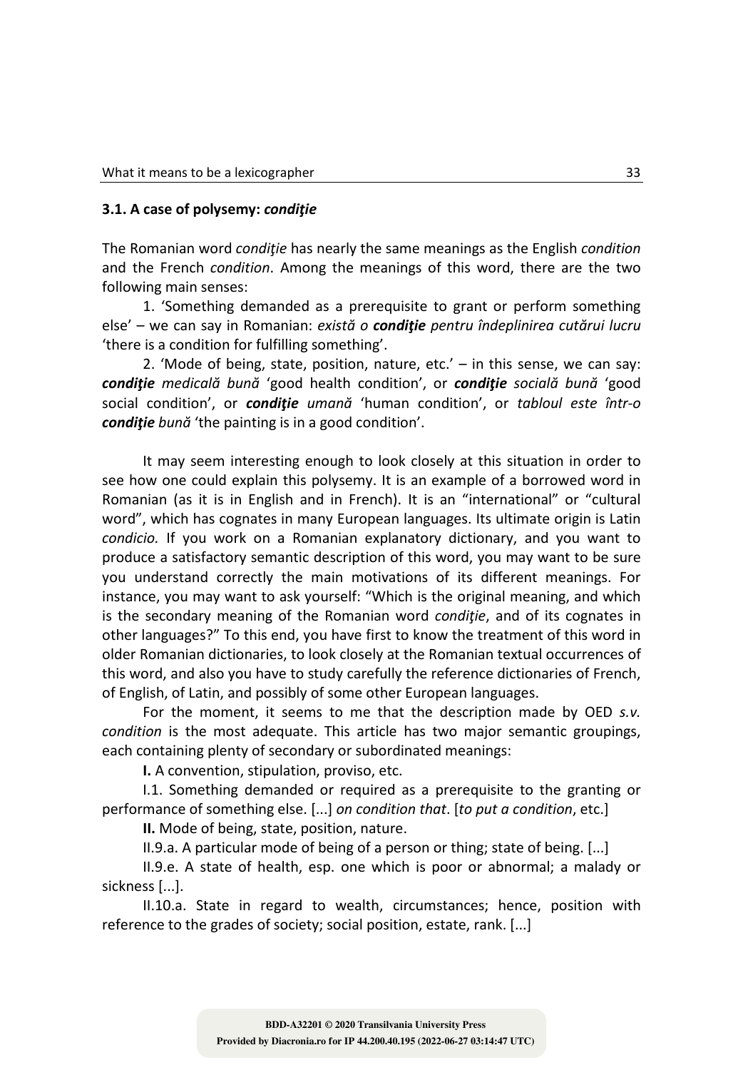### 3.1. A case of polysemy: *condiţie*

The Romanian word *condiţie* has nearly the same meanings as the English *condition* and the French *condition*. Among the meanings of this word, there are the two following main senses:

1. 'Something demanded as a prerequisite to grant or perform something else' – we can say in Romanian: *există o **condiţie** pentru îndeplinirea cutărui lucru* 'there is a condition for fulfilling something'.

2. 'Mode of being, state, position, nature, etc.' – in this sense, we can say: ***condiţie** medicală bună* 'good health condition', or ***condiţie** socială bună* 'good social condition', or ***condiţie** umană* 'human condition', or *tabloul este într-o **condiţie** bună* 'the painting is in a good condition'.

It may seem interesting enough to look closely at this situation in order to see how one could explain this polysemy. It is an example of a borrowed word in Romanian (as it is in English and in French). It is an "international" or "cultural word", which has cognates in many European languages. Its ultimate origin is Latin *condicio.* If you work on a Romanian explanatory dictionary, and you want to produce a satisfactory semantic description of this word, you may want to be sure you understand correctly the main motivations of its different meanings. For instance, you may want to ask yourself: "Which is the original meaning, and which is the secondary meaning of the Romanian word *condiţie*, and of its cognates in other languages?" To this end, you have first to know the treatment of this word in older Romanian dictionaries, to look closely at the Romanian textual occurrences of this word, and also you have to study carefully the reference dictionaries of French, of English, of Latin, and possibly of some other European languages.

For the moment, it seems to me that the description made by OED *s.v. condition* is the most adequate. This article has two major semantic groupings, each containing plenty of secondary or subordinated meanings:

**I.** A convention, stipulation, proviso, etc.

I.1. Something demanded or required as a prerequisite to the granting or performance of something else. [...] *on condition that*. [*to put a condition*, etc.]

**II.** Mode of being, state, position, nature.

II.9.a. A particular mode of being of a person or thing; state of being. [...]

II.9.e. A state of health, esp. one which is poor or abnormal; a malady or sickness [...].

II.10.a. State in regard to wealth, circumstances; hence, position with reference to the grades of society; social position, estate, rank. [...]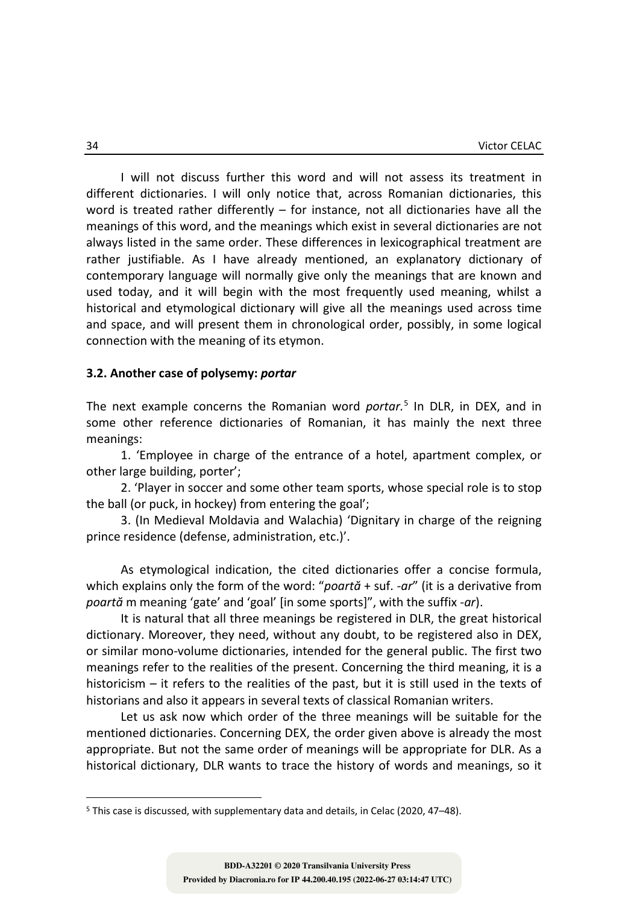I will not discuss further this word and will not assess its treatment in different dictionaries. I will only notice that, across Romanian dictionaries, this word is treated rather differently – for instance, not all dictionaries have all the meanings of this word, and the meanings which exist in several dictionaries are not always listed in the same order. These differences in lexicographical treatment are rather justifiable. As I have already mentioned, an explanatory dictionary of contemporary language will normally give only the meanings that are known and used today, and it will begin with the most frequently used meaning, whilst a historical and etymological dictionary will give all the meanings used across time and space, and will present them in chronological order, possibly, in some logical connection with the meaning of its etymon.

### 3.2. Another case of polysemy: *portar*

The next example concerns the Romanian word *portar.*[5] In DLR, in DEX, and in some other reference dictionaries of Romanian, it has mainly the next three meanings:

1. 'Employee in charge of the entrance of a hotel, apartment complex, or other large building, porter';

2. 'Player in soccer and some other team sports, whose special role is to stop the ball (or puck, in hockey) from entering the goal';

3. (In Medieval Moldavia and Walachia) 'Dignitary in charge of the reigning prince residence (defense, administration, etc.)'.

As etymological indication, the cited dictionaries offer a concise formula, which explains only the form of the word: "*poartă* + suf. *-ar*" (it is a derivative from *poartă* m meaning 'gate' and 'goal' [in some sports]", with the suffix *-ar*).

It is natural that all three meanings be registered in DLR, the great historical dictionary. Moreover, they need, without any doubt, to be registered also in DEX, or similar mono-volume dictionaries, intended for the general public. The first two meanings refer to the realities of the present. Concerning the third meaning, it is a historicism – it refers to the realities of the past, but it is still used in the texts of historians and also it appears in several texts of classical Romanian writers.

Let us ask now which order of the three meanings will be suitable for the mentioned dictionaries. Concerning DEX, the order given above is already the most appropriate. But not the same order of meanings will be appropriate for DLR. As a historical dictionary, DLR wants to trace the history of words and meanings, so it

[5] This case is discussed, with supplementary data and details, in Celac (2020, 47–48).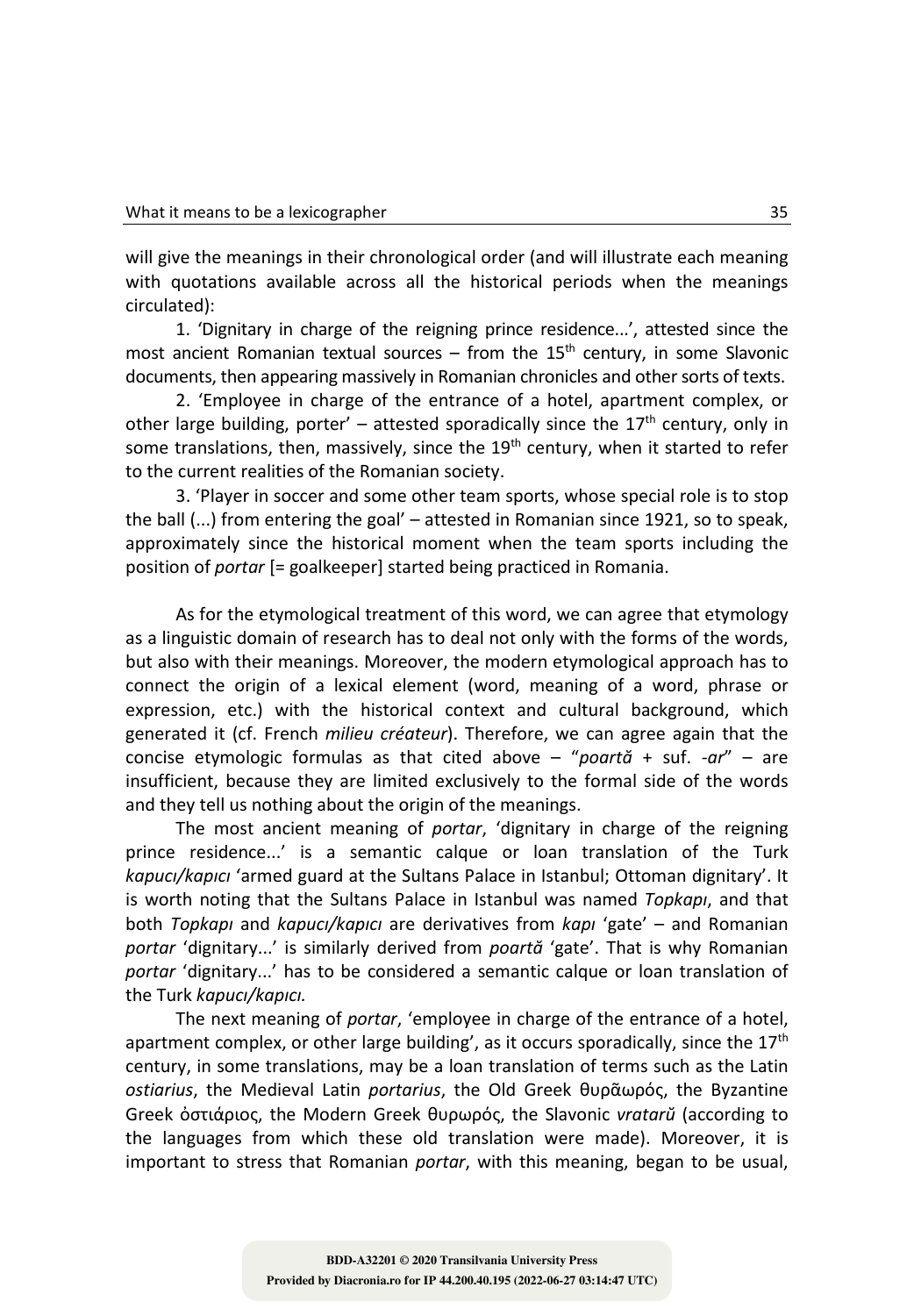will give the meanings in their chronological order (and will illustrate each meaning with quotations available across all the historical periods when the meanings circulated):

1. 'Dignitary in charge of the reigning prince residence...', attested since the most ancient Romanian textual sources – from the 15th century, in some Slavonic documents, then appearing massively in Romanian chronicles and other sorts of texts.

2. 'Employee in charge of the entrance of a hotel, apartment complex, or other large building, porter' – attested sporadically since the 17th century, only in some translations, then, massively, since the 19th century, when it started to refer to the current realities of the Romanian society.

3. 'Player in soccer and some other team sports, whose special role is to stop the ball (...) from entering the goal' – attested in Romanian since 1921, so to speak, approximately since the historical moment when the team sports including the position of *portar* [= goalkeeper] started being practiced in Romania.

As for the etymological treatment of this word, we can agree that etymology as a linguistic domain of research has to deal not only with the forms of the words, but also with their meanings. Moreover, the modern etymological approach has to connect the origin of a lexical element (word, meaning of a word, phrase or expression, etc.) with the historical context and cultural background, which generated it (cf. French *milieu créateur*). Therefore, we can agree again that the concise etymologic formulas as that cited above – "*poartă* + suf. *-ar*" – are insufficient, because they are limited exclusively to the formal side of the words and they tell us nothing about the origin of the meanings.

The most ancient meaning of *portar*, 'dignitary in charge of the reigning prince residence...' is a semantic calque or loan translation of the Turk *kapucı/kapıcı* 'armed guard at the Sultans Palace in Istanbul; Ottoman dignitary'. It is worth noting that the Sultans Palace in Istanbul was named *Topkapı*, and that both *Topkapı* and *kapucı/kapıcı* are derivatives from *kapı* 'gate' – and Romanian *portar* 'dignitary...' is similarly derived from *poartă* 'gate'. That is why Romanian *portar* 'dignitary...' has to be considered a semantic calque or loan translation of the Turk *kapucı/kapıcı.*

The next meaning of *portar*, 'employee in charge of the entrance of a hotel, apartment complex, or other large building', as it occurs sporadically, since the 17th century, in some translations, may be a loan translation of terms such as the Latin *ostiarius*, the Medieval Latin *portarius*, the Old Greek θυρᾶωρός, the Byzantine Greek ὀστιάριος, the Modern Greek θυρωρός, the Slavonic *vratarŭ* (according to the languages from which these old translation were made). Moreover, it is important to stress that Romanian *portar*, with this meaning, began to be usual,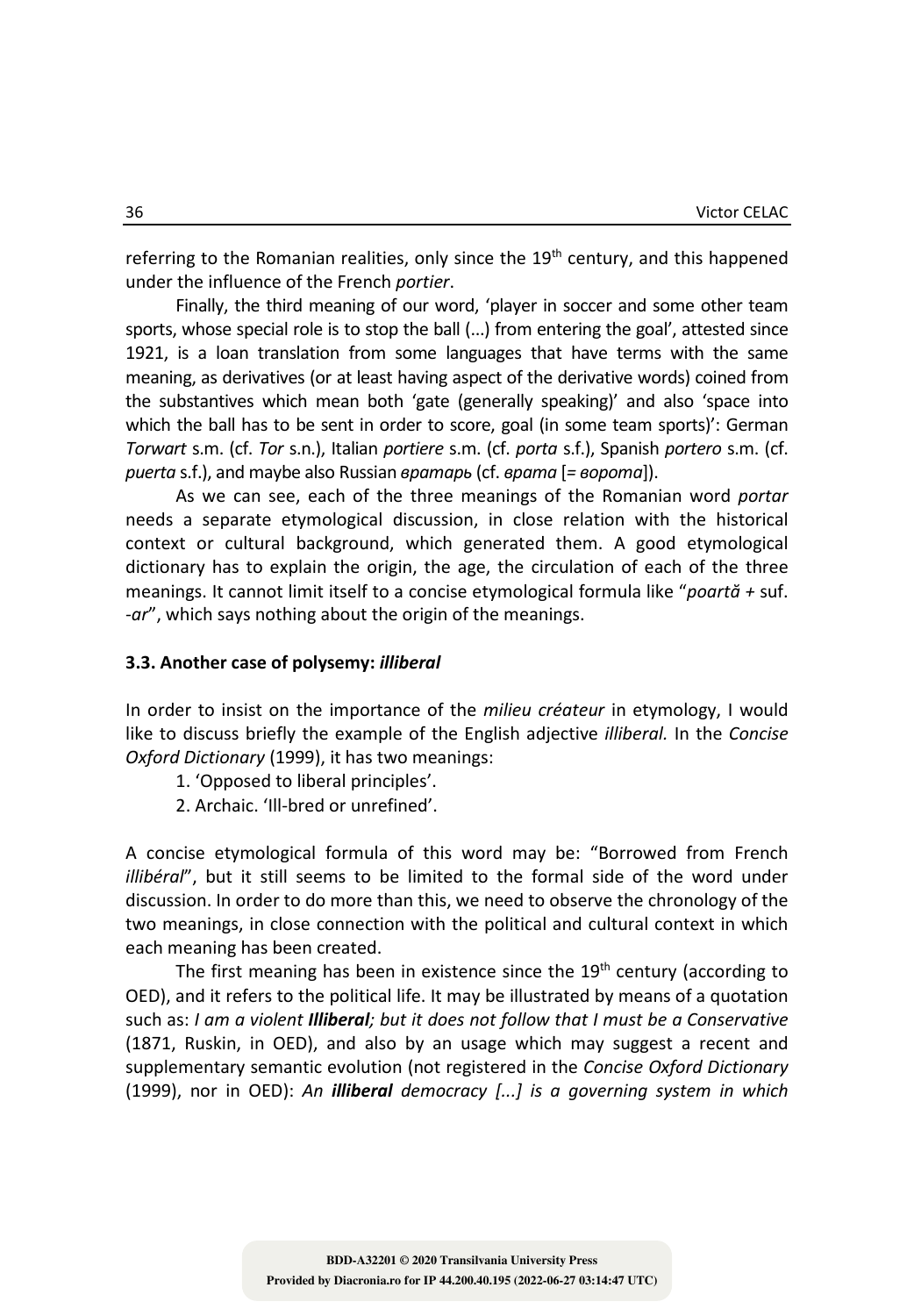referring to the Romanian realities, only since the 19th century, and this happened under the influence of the French *portier*.

Finally, the third meaning of our word, 'player in soccer and some other team sports, whose special role is to stop the ball (...) from entering the goal', attested since 1921, is a loan translation from some languages that have terms with the same meaning, as derivatives (or at least having aspect of the derivative words) coined from the substantives which mean both 'gate (generally speaking)' and also 'space into which the ball has to be sent in order to score, goal (in some team sports)': German *Torwart* s.m. (cf. *Tor* s.n.), Italian *portiere* s.m. (cf. *porta* s.f.), Spanish *portero* s.m. (cf. *puerta* s.f.), and maybe also Russian *вратарь* (cf. *врата* [= *ворота*]).

As we can see, each of the three meanings of the Romanian word *portar* needs a separate etymological discussion, in close relation with the historical context or cultural background, which generated them. A good etymological dictionary has to explain the origin, the age, the circulation of each of the three meanings. It cannot limit itself to a concise etymological formula like "*poartă* + suf. *-ar*", which says nothing about the origin of the meanings.

### 3.3. Another case of polysemy: *illiberal*

In order to insist on the importance of the *milieu créateur* in etymology, I would like to discuss briefly the example of the English adjective *illiberal.* In the *Concise Oxford Dictionary* (1999), it has two meanings:

1. 'Opposed to liberal principles'.
2. Archaic. 'Ill-bred or unrefined'.

A concise etymological formula of this word may be: "Borrowed from French *illibéral*", but it still seems to be limited to the formal side of the word under discussion. In order to do more than this, we need to observe the chronology of the two meanings, in close connection with the political and cultural context in which each meaning has been created.

The first meaning has been in existence since the 19th century (according to OED), and it refers to the political life. It may be illustrated by means of a quotation such as: *I am a violent **Illiberal**; but it does not follow that I must be a Conservative* (1871, Ruskin, in OED), and also by an usage which may suggest a recent and supplementary semantic evolution (not registered in the *Concise Oxford Dictionary* (1999), nor in OED): *An **illiberal** democracy [...] is a governing system in which*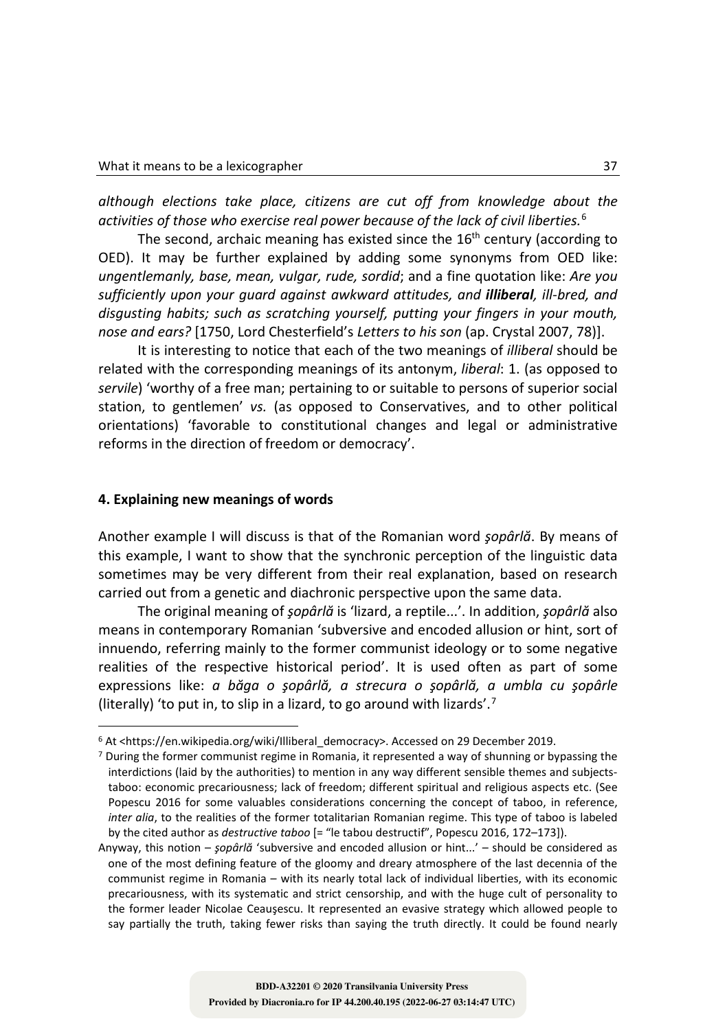*although elections take place, citizens are cut off from knowledge about the activities of those who exercise real power because of the lack of civil liberties.*[6]

The second, archaic meaning has existed since the 16th century (according to OED). It may be further explained by adding some synonyms from OED like: *ungentlemanly, base, mean, vulgar, rude, sordid*; and a fine quotation like: *Are you sufficiently upon your guard against awkward attitudes, and **illiberal**, ill-bred, and disgusting habits; such as scratching yourself, putting your fingers in your mouth, nose and ears?* [1750, Lord Chesterfield's *Letters to his son* (ap. Crystal 2007, 78)].

It is interesting to notice that each of the two meanings of *illiberal* should be related with the corresponding meanings of its antonym, *liberal*: 1. (as opposed to *servile*) 'worthy of a free man; pertaining to or suitable to persons of superior social station, to gentlemen' *vs.* (as opposed to Conservatives, and to other political orientations) 'favorable to constitutional changes and legal or administrative reforms in the direction of freedom or democracy'.

## 4. Explaining new meanings of words

Another example I will discuss is that of the Romanian word *şopârlă*. By means of this example, I want to show that the synchronic perception of the linguistic data sometimes may be very different from their real explanation, based on research carried out from a genetic and diachronic perspective upon the same data.

The original meaning of *şopârlă* is 'lizard, a reptile...'. In addition, *şopârlă* also means in contemporary Romanian 'subversive and encoded allusion or hint, sort of innuendo, referring mainly to the former communist ideology or to some negative realities of the respective historical period'. It is used often as part of some expressions like: *a băga o şopârlă, a strecura o şopârlă, a umbla cu şopârle* (literally) 'to put in, to slip in a lizard, to go around with lizards'.[7]

---

[6] At <https://en.wikipedia.org/wiki/Illiberal_democracy>. Accessed on 29 December 2019.

[7] During the former communist regime in Romania, it represented a way of shunning or bypassing the interdictions (laid by the authorities) to mention in any way different sensible themes and subjects-taboo: economic precariousness; lack of freedom; different spiritual and religious aspects etc. (See Popescu 2016 for some valuables considerations concerning the concept of taboo, in reference, *inter alia*, to the realities of the former totalitarian Romanian regime. This type of taboo is labeled by the cited author as *destructive taboo* [= "le tabou destructif", Popescu 2016, 172–173]).

Anyway, this notion – *şopârlă* 'subversive and encoded allusion or hint...' – should be considered as one of the most defining feature of the gloomy and dreary atmosphere of the last decennia of the communist regime in Romania – with its nearly total lack of individual liberties, with its economic precariousness, with its systematic and strict censorship, and with the huge cult of personality to the former leader Nicolae Ceauşescu. It represented an evasive strategy which allowed people to say partially the truth, taking fewer risks than saying the truth directly. It could be found nearly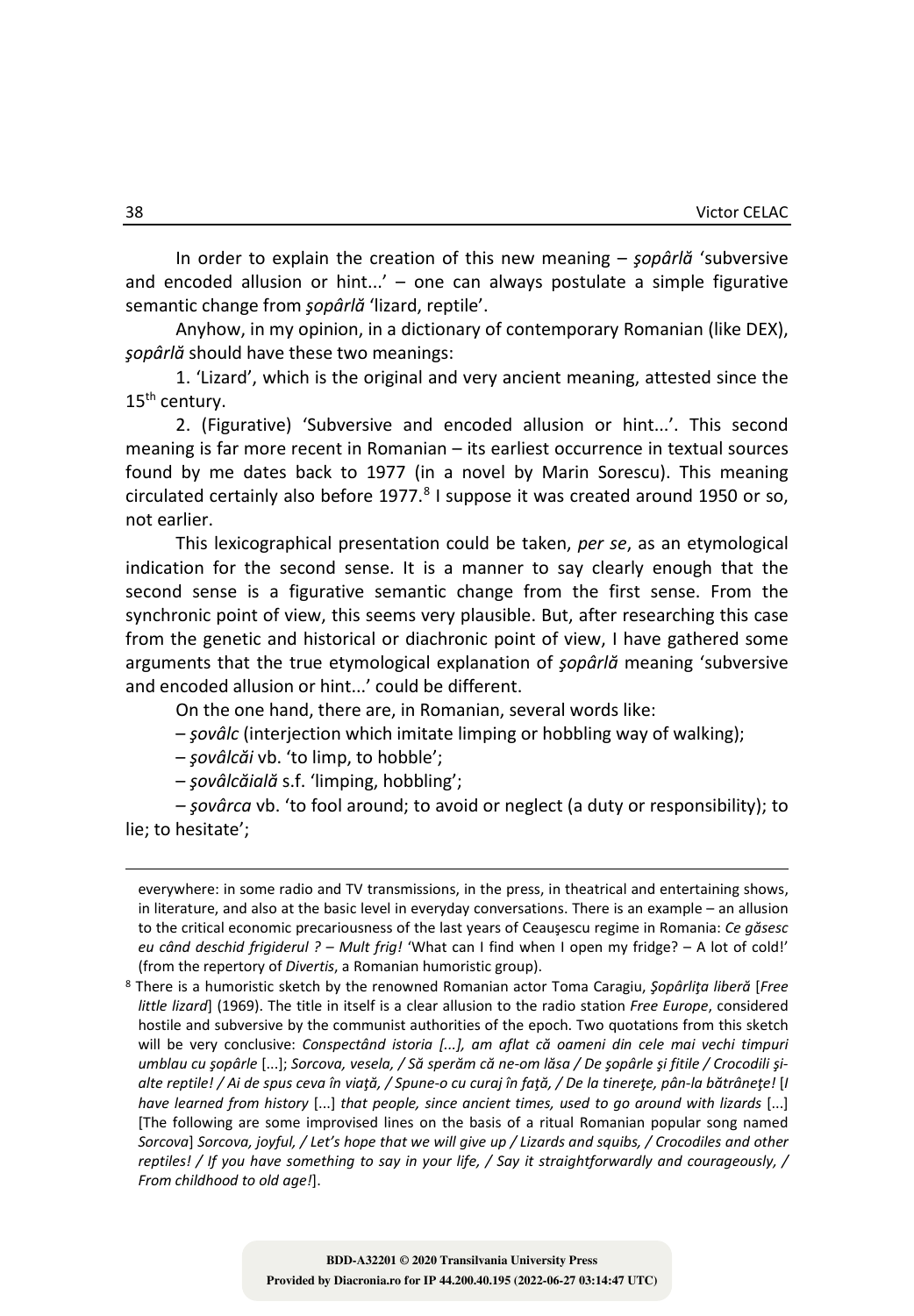In order to explain the creation of this new meaning – *şopârlă* 'subversive and encoded allusion or hint...' – one can always postulate a simple figurative semantic change from *şopârlă* 'lizard, reptile'.

Anyhow, in my opinion, in a dictionary of contemporary Romanian (like DEX), *şopârlă* should have these two meanings:

1. 'Lizard', which is the original and very ancient meaning, attested since the 15th century.

2. (Figurative) 'Subversive and encoded allusion or hint...'. This second meaning is far more recent in Romanian – its earliest occurrence in textual sources found by me dates back to 1977 (in a novel by Marin Sorescu). This meaning circulated certainly also before 1977.[8] I suppose it was created around 1950 or so, not earlier.

This lexicographical presentation could be taken, *per se*, as an etymological indication for the second sense. It is a manner to say clearly enough that the second sense is a figurative semantic change from the first sense. From the synchronic point of view, this seems very plausible. But, after researching this case from the genetic and historical or diachronic point of view, I have gathered some arguments that the true etymological explanation of *şopârlă* meaning 'subversive and encoded allusion or hint...' could be different.

On the one hand, there are, in Romanian, several words like:

– *şovâlc* (interjection which imitate limping or hobbling way of walking);

– *şovâlcăi* vb. 'to limp, to hobble';

– *şovâlcăială* s.f. 'limping, hobbling';

– *şovârca* vb. 'to fool around; to avoid or neglect (a duty or responsibility); to lie; to hesitate';

---

everywhere: in some radio and TV transmissions, in the press, in theatrical and entertaining shows, in literature, and also at the basic level in everyday conversations. There is an example – an allusion to the critical economic precariousness of the last years of Ceauşescu regime in Romania: *Ce găsesc eu când deschid frigiderul ? – Mult frig!* 'What can I find when I open my fridge? – A lot of cold!' (from the repertory of *Divertis*, a Romanian humoristic group).

[8] There is a humoristic sketch by the renowned Romanian actor Toma Caragiu, *Şopârliţa liberă* [*Free little lizard*] (1969). The title in itself is a clear allusion to the radio station *Free Europe*, considered hostile and subversive by the communist authorities of the epoch. Two quotations from this sketch will be very conclusive: *Conspectând istoria [...], am aflat că oameni din cele mai vechi timpuri umblau cu şopârle* [...]; *Sorcova, vesela, / Să sperăm că ne-om lăsa / De şopârle şi fitile / Crocodili şi-alte reptile! / Ai de spus ceva în viaţă, / Spune-o cu curaj în faţă, / De la tinereţe, pân-la bătrâneţe!* [*I have learned from history* [...] *that people, since ancient times, used to go around with lizards* [...] [The following are some improvised lines on the basis of a ritual Romanian popular song named *Sorcova*] *Sorcova, joyful, / Let's hope that we will give up / Lizards and squibs, / Crocodiles and other reptiles! / If you have something to say in your life, / Say it straightforwardly and courageously, / From childhood to old age!*].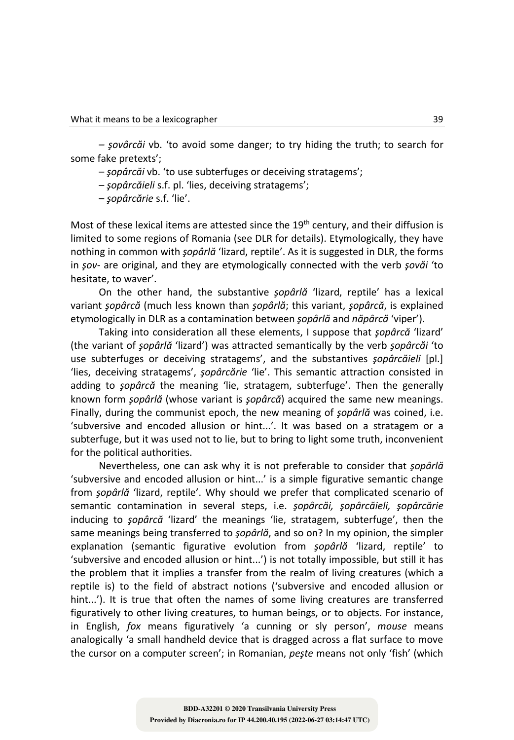– *şovârcăi* vb. 'to avoid some danger; to try hiding the truth; to search for some fake pretexts';

– *şopârcăi* vb. 'to use subterfuges or deceiving stratagems';

– *şopârcăieli* s.f. pl. 'lies, deceiving stratagems';

– *şopârcărie* s.f. 'lie'.

Most of these lexical items are attested since the 19th century, and their diffusion is limited to some regions of Romania (see DLR for details). Etymologically, they have nothing in common with *şopârlă* 'lizard, reptile'. As it is suggested in DLR, the forms in *şov-* are original, and they are etymologically connected with the verb *şovăi* 'to hesitate, to waver'.

On the other hand, the substantive *şopârlă* 'lizard, reptile' has a lexical variant *şopârcă* (much less known than *şopârlă*; this variant, *şopârcă*, is explained etymologically in DLR as a contamination between *şopârlă* and *năpârcă* 'viper').

Taking into consideration all these elements, I suppose that *şopârcă* 'lizard' (the variant of *şopârlă* 'lizard') was attracted semantically by the verb *şopârcăi* 'to use subterfuges or deceiving stratagems', and the substantives *şopârcăieli* [pl.] 'lies, deceiving stratagems', *şopârcărie* 'lie'. This semantic attraction consisted in adding to *şopârcă* the meaning 'lie, stratagem, subterfuge'. Then the generally known form *şopârlă* (whose variant is *şopârcă*) acquired the same new meanings. Finally, during the communist epoch, the new meaning of *şopârlă* was coined, i.e. 'subversive and encoded allusion or hint...'. It was based on a stratagem or a subterfuge, but it was used not to lie, but to bring to light some truth, inconvenient for the political authorities.

Nevertheless, one can ask why it is not preferable to consider that *şopârlă* 'subversive and encoded allusion or hint...' is a simple figurative semantic change from *şopârlă* 'lizard, reptile'. Why should we prefer that complicated scenario of semantic contamination in several steps, i.e. *şopârcăi, şopârcăieli, şopârcărie* inducing to *şopârcă* 'lizard' the meanings 'lie, stratagem, subterfuge', then the same meanings being transferred to *şopârlă*, and so on? In my opinion, the simpler explanation (semantic figurative evolution from *şopârlă* 'lizard, reptile' to 'subversive and encoded allusion or hint...') is not totally impossible, but still it has the problem that it implies a transfer from the realm of living creatures (which a reptile is) to the field of abstract notions ('subversive and encoded allusion or hint...'). It is true that often the names of some living creatures are transferred figuratively to other living creatures, to human beings, or to objects. For instance, in English, *fox* means figuratively 'a cunning or sly person', *mouse* means analogically 'a small handheld device that is dragged across a flat surface to move the cursor on a computer screen'; in Romanian, *peşte* means not only 'fish' (which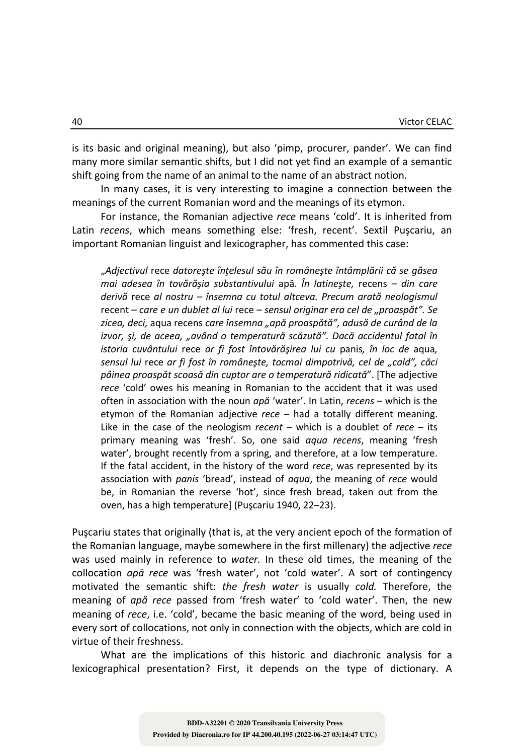is its basic and original meaning), but also 'pimp, procurer, pander'. We can find many more similar semantic shifts, but I did not yet find an example of a semantic shift going from the name of an animal to the name of an abstract notion.

In many cases, it is very interesting to imagine a connection between the meanings of the current Romanian word and the meanings of its etymon.

For instance, the Romanian adjective *rece* means 'cold'. It is inherited from Latin *recens*, which means something else: 'fresh, recent'. Sextil Puşcariu, an important Romanian linguist and lexicographer, has commented this case:

> „*Adjectivul* rece *datoreşte înţelesul său în româneşte întâmplării că se găsea mai adesea în tovărăşia substantivului* apă*. În latineşte,* recens – *din care derivă* rece *al nostru – însemna cu totul altceva. Precum arată neologismul* recent – *care e un dublet al lui* rece – *sensul originar era cel de „proaspăt". Se zicea, deci,* aqua recens *care însemna „apă proaspătă", adusă de curând de la izvor, şi, de aceea, „având o temperatură scăzută". Dacă accidentul fatal în istoria cuvântului* rece *ar fi fost întovărăşirea lui cu* panis*, în loc de* aqua*, sensul lui* rece *ar fi fost în româneşte, tocmai dimpotrivă, cel de „cald", căci pâinea proaspăt scoasă din cuptor are o temperatură ridicată*". [The adjective *rece* 'cold' owes his meaning in Romanian to the accident that it was used often in association with the noun *apă* 'water'. In Latin, *recens* – which is the etymon of the Romanian adjective *rece* – had a totally different meaning. Like in the case of the neologism *recent* – which is a doublet of *rece* – its primary meaning was 'fresh'. So, one said *aqua recens*, meaning 'fresh water', brought recently from a spring, and therefore, at a low temperature. If the fatal accident, in the history of the word *rece*, was represented by its association with *panis* 'bread', instead of *aqua*, the meaning of *rece* would be, in Romanian the reverse 'hot', since fresh bread, taken out from the oven, has a high temperature] (Puşcariu 1940, 22–23).

Puşcariu states that originally (that is, at the very ancient epoch of the formation of the Romanian language, maybe somewhere in the first millenary) the adjective *rece* was used mainly in reference to *water.* In these old times, the meaning of the collocation *apă rece* was 'fresh water', not 'cold water'. A sort of contingency motivated the semantic shift: *the fresh water* is usually *cold.* Therefore, the meaning of *apă rece* passed from 'fresh water' to 'cold water'. Then, the new meaning of *rece*, i.e. 'cold', became the basic meaning of the word, being used in every sort of collocations, not only in connection with the objects, which are cold in virtue of their freshness.

What are the implications of this historic and diachronic analysis for a lexicographical presentation? First, it depends on the type of dictionary. A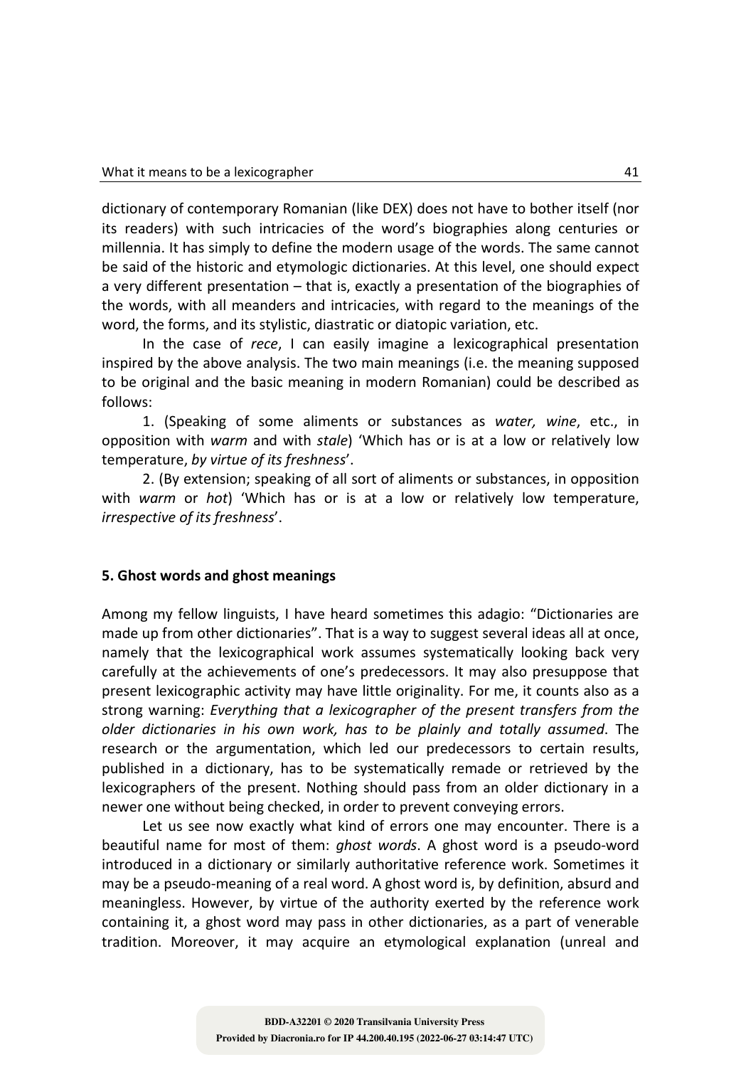dictionary of contemporary Romanian (like DEX) does not have to bother itself (nor its readers) with such intricacies of the word's biographies along centuries or millennia. It has simply to define the modern usage of the words. The same cannot be said of the historic and etymologic dictionaries. At this level, one should expect a very different presentation – that is, exactly a presentation of the biographies of the words, with all meanders and intricacies, with regard to the meanings of the word, the forms, and its stylistic, diastratic or diatopic variation, etc.

In the case of *rece*, I can easily imagine a lexicographical presentation inspired by the above analysis. The two main meanings (i.e. the meaning supposed to be original and the basic meaning in modern Romanian) could be described as follows:

1. (Speaking of some aliments or substances as *water, wine*, etc., in opposition with *warm* and with *stale*) 'Which has or is at a low or relatively low temperature, *by virtue of its freshness*'.

2. (By extension; speaking of all sort of aliments or substances, in opposition with *warm* or *hot*) 'Which has or is at a low or relatively low temperature, *irrespective of its freshness*'.

## 5. Ghost words and ghost meanings

Among my fellow linguists, I have heard sometimes this adagio: "Dictionaries are made up from other dictionaries". That is a way to suggest several ideas all at once, namely that the lexicographical work assumes systematically looking back very carefully at the achievements of one's predecessors. It may also presuppose that present lexicographic activity may have little originality. For me, it counts also as a strong warning: *Everything that a lexicographer of the present transfers from the older dictionaries in his own work, has to be plainly and totally assumed*. The research or the argumentation, which led our predecessors to certain results, published in a dictionary, has to be systematically remade or retrieved by the lexicographers of the present. Nothing should pass from an older dictionary in a newer one without being checked, in order to prevent conveying errors.

Let us see now exactly what kind of errors one may encounter. There is a beautiful name for most of them: *ghost words*. A ghost word is a pseudo-word introduced in a dictionary or similarly authoritative reference work. Sometimes it may be a pseudo-meaning of a real word. A ghost word is, by definition, absurd and meaningless. However, by virtue of the authority exerted by the reference work containing it, a ghost word may pass in other dictionaries, as a part of venerable tradition. Moreover, it may acquire an etymological explanation (unreal and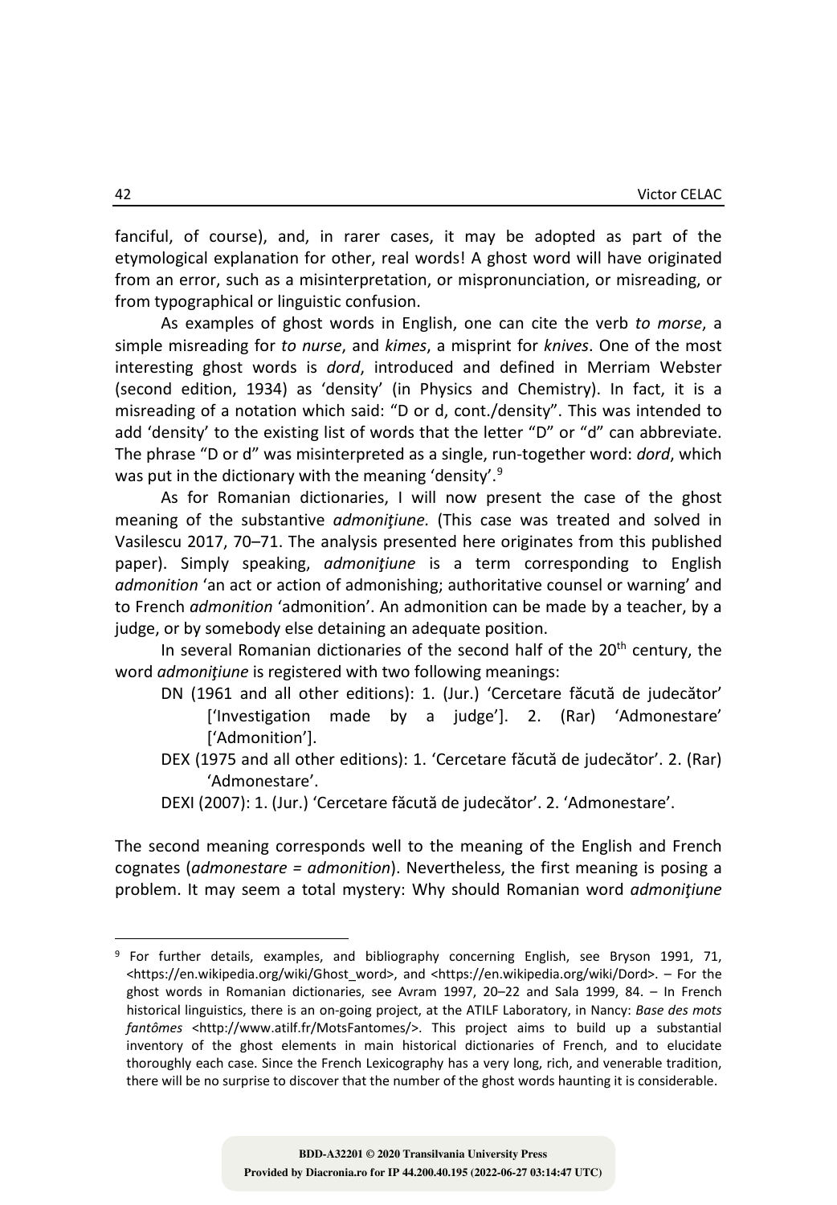fanciful, of course), and, in rarer cases, it may be adopted as part of the etymological explanation for other, real words! A ghost word will have originated from an error, such as a misinterpretation, or mispronunciation, or misreading, or from typographical or linguistic confusion.

As examples of ghost words in English, one can cite the verb *to morse*, a simple misreading for *to nurse*, and *kimes*, a misprint for *knives*. One of the most interesting ghost words is *dord*, introduced and defined in Merriam Webster (second edition, 1934) as 'density' (in Physics and Chemistry). In fact, it is a misreading of a notation which said: "D or d, cont./density". This was intended to add 'density' to the existing list of words that the letter "D" or "d" can abbreviate. The phrase "D or d" was misinterpreted as a single, run-together word: *dord*, which was put in the dictionary with the meaning 'density'.[9]

As for Romanian dictionaries, I will now present the case of the ghost meaning of the substantive *admoniţiune.* (This case was treated and solved in Vasilescu 2017, 70–71. The analysis presented here originates from this published paper). Simply speaking, *admoniţiune* is a term corresponding to English *admonition* 'an act or action of admonishing; authoritative counsel or warning' and to French *admonition* 'admonition'. An admonition can be made by a teacher, by a judge, or by somebody else detaining an adequate position.

In several Romanian dictionaries of the second half of the 20th century, the word *admoniţiune* is registered with two following meanings:

DN (1961 and all other editions): 1. (Jur.) 'Cercetare făcută de judecător' ['Investigation made by a judge']. 2. (Rar) 'Admonestare' ['Admonition'].

DEX (1975 and all other editions): 1. 'Cercetare făcută de judecător'. 2. (Rar) 'Admonestare'.

DEXI (2007): 1. (Jur.) 'Cercetare făcută de judecător'. 2. 'Admonestare'.

The second meaning corresponds well to the meaning of the English and French cognates (*admonestare = admonition*). Nevertheless, the first meaning is posing a problem. It may seem a total mystery: Why should Romanian word *admoniţiune*

---

[9] For further details, examples, and bibliography concerning English, see Bryson 1991, 71, <https://en.wikipedia.org/wiki/Ghost_word>, and <https://en.wikipedia.org/wiki/Dord>. – For the ghost words in Romanian dictionaries, see Avram 1997, 20–22 and Sala 1999, 84. – In French historical linguistics, there is an on-going project, at the ATILF Laboratory, in Nancy: *Base des mots fantômes* <http://www.atilf.fr/MotsFantomes/>. This project aims to build up a substantial inventory of the ghost elements in main historical dictionaries of French, and to elucidate thoroughly each case. Since the French Lexicography has a very long, rich, and venerable tradition, there will be no surprise to discover that the number of the ghost words haunting it is considerable.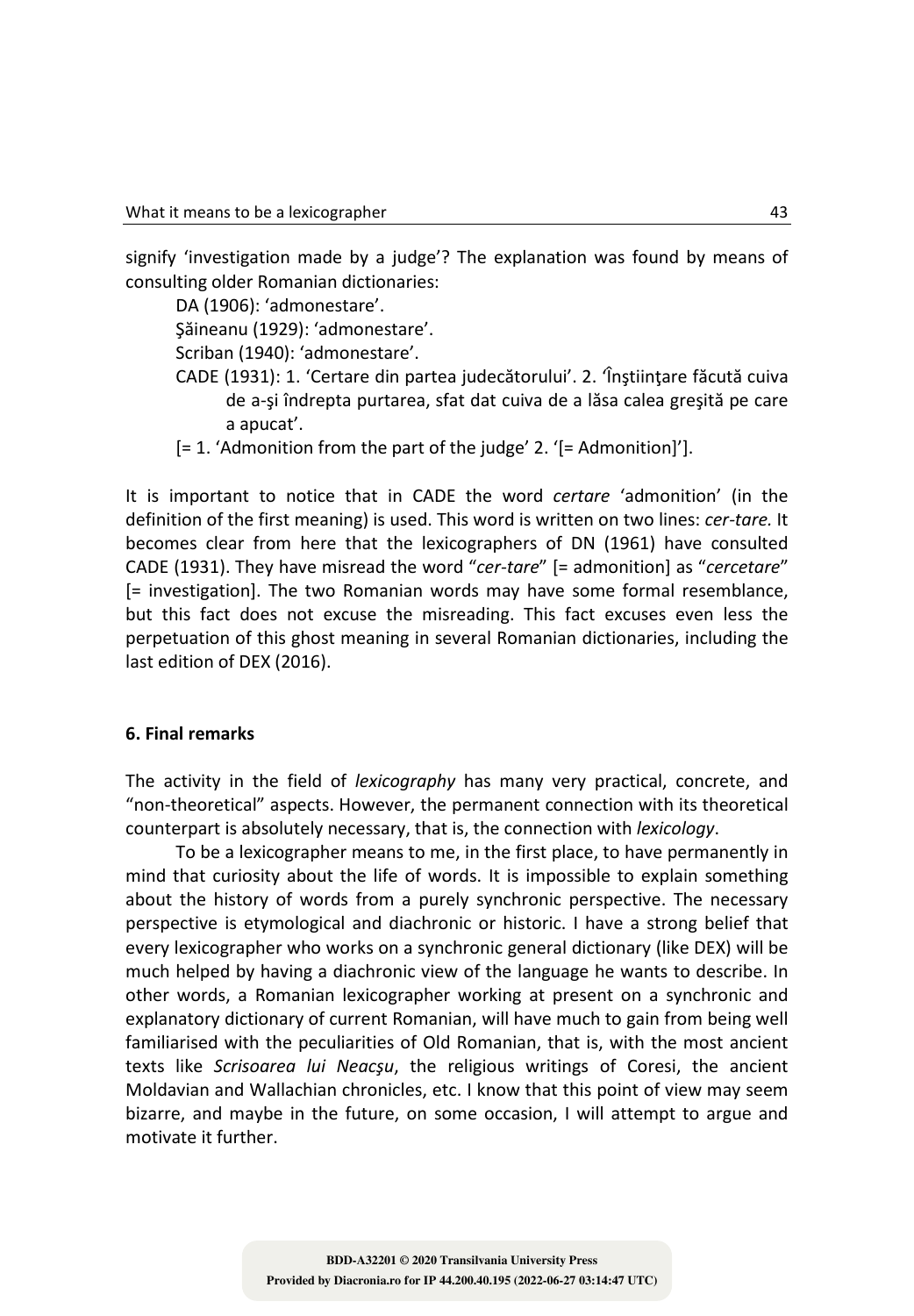signify 'investigation made by a judge'? The explanation was found by means of consulting older Romanian dictionaries:

DA (1906): 'admonestare'.

Şăineanu (1929): 'admonestare'.

Scriban (1940): 'admonestare'.

CADE (1931): 1. 'Certare din partea judecătorului'. 2. 'Înştiinţare făcută cuiva de a-şi îndrepta purtarea, sfat dat cuiva de a lăsa calea greşită pe care a apucat'.

[= 1. 'Admonition from the part of the judge' 2. '[= Admonition]'].

It is important to notice that in CADE the word *certare* 'admonition' (in the definition of the first meaning) is used. This word is written on two lines: *cer-tare.* It becomes clear from here that the lexicographers of DN (1961) have consulted CADE (1931). They have misread the word "*cer-tare*" [= admonition] as "*cercetare*" [= investigation]. The two Romanian words may have some formal resemblance, but this fact does not excuse the misreading. This fact excuses even less the perpetuation of this ghost meaning in several Romanian dictionaries, including the last edition of DEX (2016).

## 6. Final remarks

The activity in the field of *lexicography* has many very practical, concrete, and "non-theoretical" aspects. However, the permanent connection with its theoretical counterpart is absolutely necessary, that is, the connection with *lexicology*.

To be a lexicographer means to me, in the first place, to have permanently in mind that curiosity about the life of words. It is impossible to explain something about the history of words from a purely synchronic perspective. The necessary perspective is etymological and diachronic or historic. I have a strong belief that every lexicographer who works on a synchronic general dictionary (like DEX) will be much helped by having a diachronic view of the language he wants to describe. In other words, a Romanian lexicographer working at present on a synchronic and explanatory dictionary of current Romanian, will have much to gain from being well familiarised with the peculiarities of Old Romanian, that is, with the most ancient texts like *Scrisoarea lui Neacşu*, the religious writings of Coresi, the ancient Moldavian and Wallachian chronicles, etc. I know that this point of view may seem bizarre, and maybe in the future, on some occasion, I will attempt to argue and motivate it further.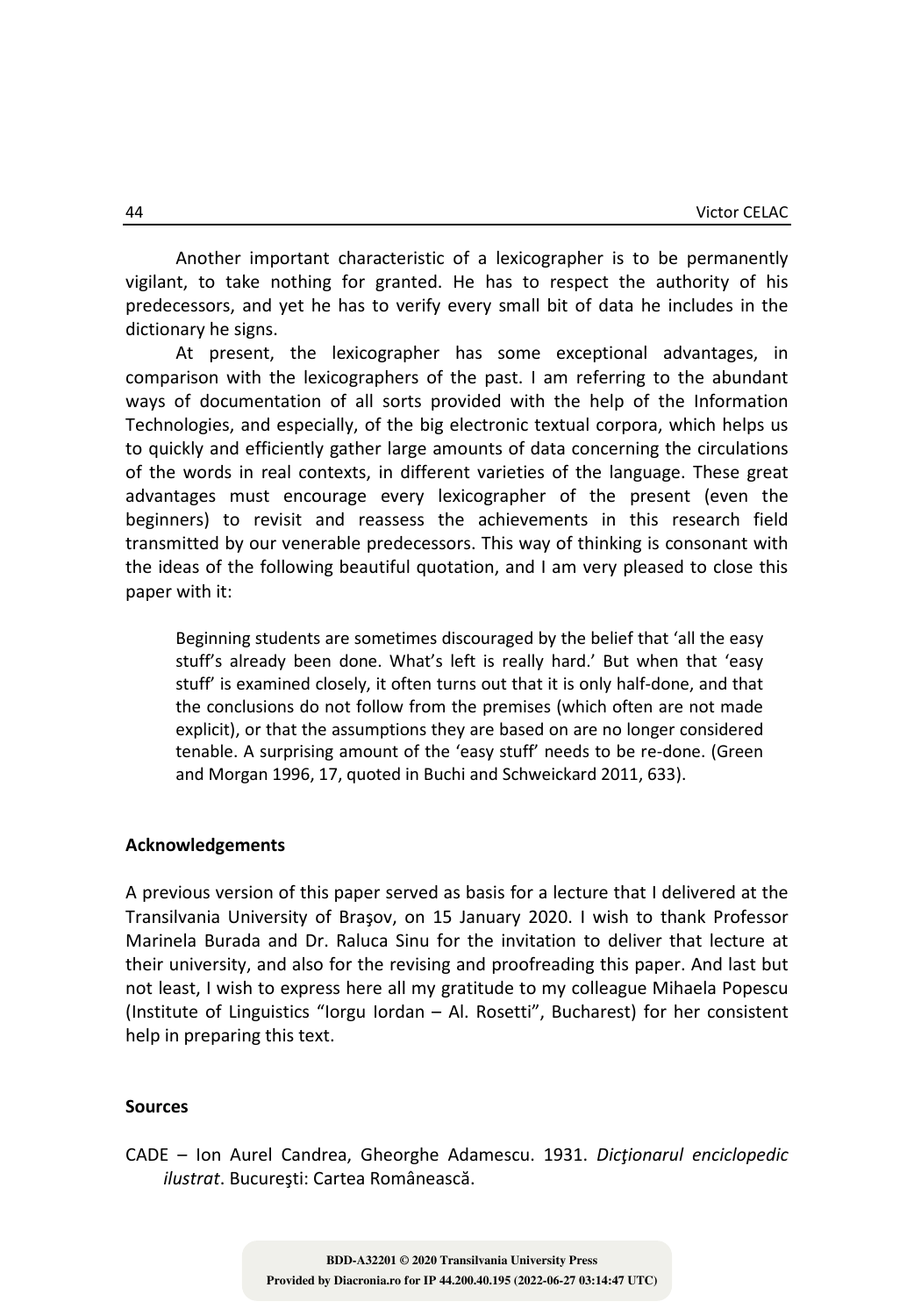Another important characteristic of a lexicographer is to be permanently vigilant, to take nothing for granted. He has to respect the authority of his predecessors, and yet he has to verify every small bit of data he includes in the dictionary he signs.

At present, the lexicographer has some exceptional advantages, in comparison with the lexicographers of the past. I am referring to the abundant ways of documentation of all sorts provided with the help of the Information Technologies, and especially, of the big electronic textual corpora, which helps us to quickly and efficiently gather large amounts of data concerning the circulations of the words in real contexts, in different varieties of the language. These great advantages must encourage every lexicographer of the present (even the beginners) to revisit and reassess the achievements in this research field transmitted by our venerable predecessors. This way of thinking is consonant with the ideas of the following beautiful quotation, and I am very pleased to close this paper with it:

> Beginning students are sometimes discouraged by the belief that 'all the easy stuff's already been done. What's left is really hard.' But when that 'easy stuff' is examined closely, it often turns out that it is only half-done, and that the conclusions do not follow from the premises (which often are not made explicit), or that the assumptions they are based on are no longer considered tenable. A surprising amount of the 'easy stuff' needs to be re-done. (Green and Morgan 1996, 17, quoted in Buchi and Schweickard 2011, 633).

### Acknowledgements

A previous version of this paper served as basis for a lecture that I delivered at the Transilvania University of Braşov, on 15 January 2020. I wish to thank Professor Marinela Burada and Dr. Raluca Sinu for the invitation to deliver that lecture at their university, and also for the revising and proofreading this paper. And last but not least, I wish to express here all my gratitude to my colleague Mihaela Popescu (Institute of Linguistics "Iorgu Iordan – Al. Rosetti", Bucharest) for her consistent help in preparing this text.

### Sources

CADE – Ion Aurel Candrea, Gheorghe Adamescu. 1931. *Dicţionarul enciclopedic ilustrat*. Bucureşti: Cartea Românească.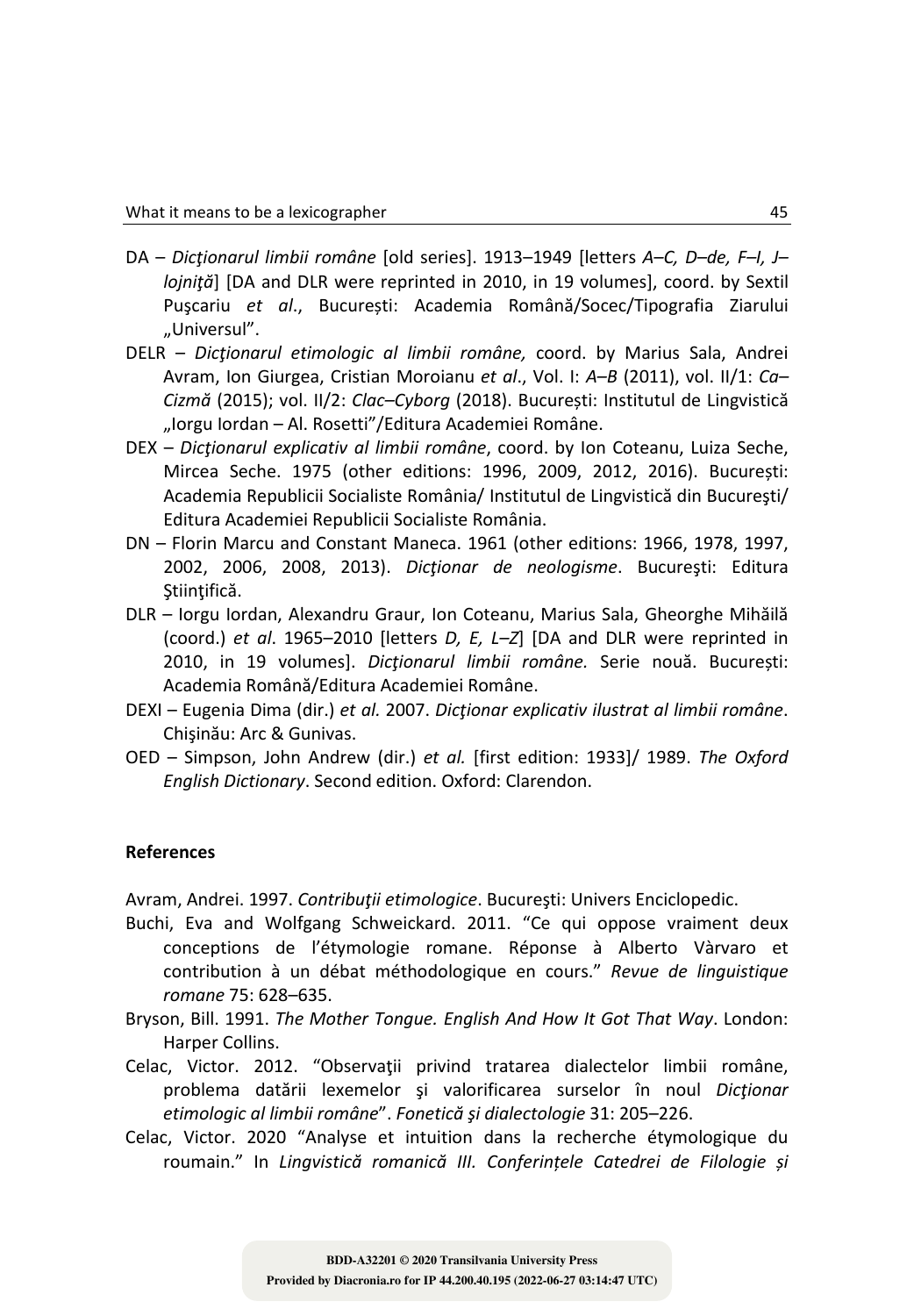DA – *Dicţionarul limbii române* [old series]. 1913–1949 [letters *A–C, D–de, F–I, J–lojniţă*] [DA and DLR were reprinted in 2010, in 19 volumes], coord. by Sextil Puşcariu *et al*., București: Academia Română/Socec/Tipografia Ziarului „Universul".

DELR – *Dicţionarul etimologic al limbii române,* coord. by Marius Sala, Andrei Avram, Ion Giurgea, Cristian Moroianu *et al*., Vol. I: *A–B* (2011), vol. II/1: *Ca–Cizmă* (2015); vol. II/2: *Clac–Cyborg* (2018). București: Institutul de Lingvistică „Iorgu Iordan – Al. Rosetti"/Editura Academiei Române.

DEX – *Dicţionarul explicativ al limbii române*, coord. by Ion Coteanu, Luiza Seche, Mircea Seche. 1975 (other editions: 1996, 2009, 2012, 2016). București: Academia Republicii Socialiste România/ Institutul de Lingvistică din Bucureşti/ Editura Academiei Republicii Socialiste România.

DN – Florin Marcu and Constant Maneca. 1961 (other editions: 1966, 1978, 1997, 2002, 2006, 2008, 2013). *Dicţionar de neologisme*. Bucureşti: Editura Ştiinţifică.

DLR – Iorgu Iordan, Alexandru Graur, Ion Coteanu, Marius Sala, Gheorghe Mihăilă (coord.) *et al*. 1965–2010 [letters *D, E, L–Z*] [DA and DLR were reprinted in 2010, in 19 volumes]. *Dicţionarul limbii române.* Serie nouă. București: Academia Română/Editura Academiei Române.

DEXI – Eugenia Dima (dir.) *et al.* 2007. *Dicţionar explicativ ilustrat al limbii române*. Chişinău: Arc & Gunivas.

OED – Simpson, John Andrew (dir.) *et al.* [first edition: 1933]/ 1989. *The Oxford English Dictionary*. Second edition. Oxford: Clarendon.

## References

Avram, Andrei. 1997. *Contribuţii etimologice*. Bucureşti: Univers Enciclopedic.

Buchi, Eva and Wolfgang Schweickard. 2011. "Ce qui oppose vraiment deux conceptions de l'étymologie romane. Réponse à Alberto Vàrvaro et contribution à un débat méthodologique en cours." *Revue de linguistique romane* 75: 628–635.

Bryson, Bill. 1991. *The Mother Tongue. English And How It Got That Way*. London: Harper Collins.

Celac, Victor. 2012. "Observaţii privind tratarea dialectelor limbii române, problema datării lexemelor şi valorificarea surselor în noul *Dicţionar etimologic al limbii române*". *Fonetică şi dialectologie* 31: 205–226.

Celac, Victor. 2020 "Analyse et intuition dans la recherche étymologique du roumain." In *Lingvistică romanică III. Conferințele Catedrei de Filologie și*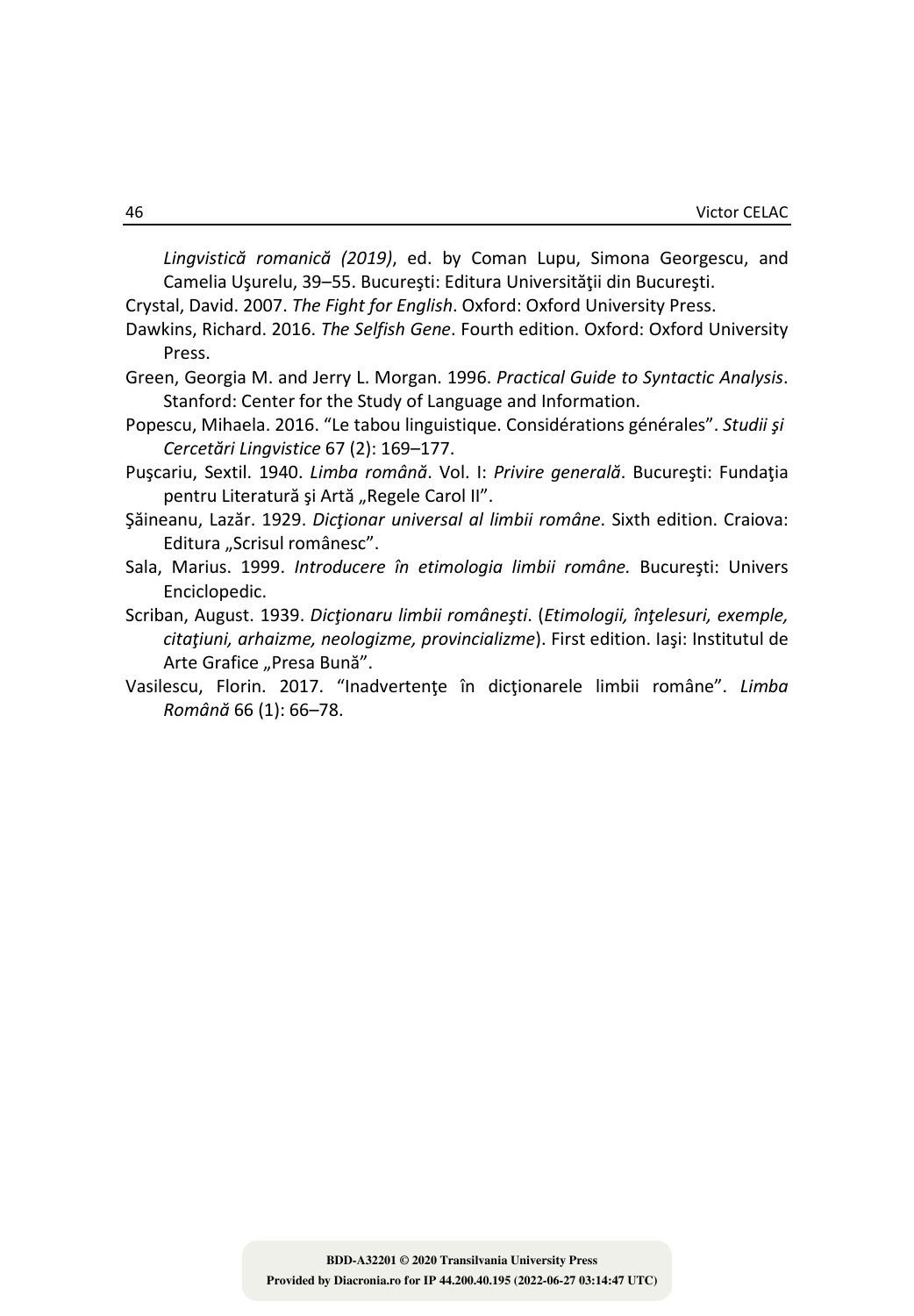*Lingvistică romanică (2019)*, ed. by Coman Lupu, Simona Georgescu, and Camelia Uşurelu, 39–55. Bucureşti: Editura Universităţii din Bucureşti.

Crystal, David. 2007. *The Fight for English*. Oxford: Oxford University Press.

Dawkins, Richard. 2016. *The Selfish Gene*. Fourth edition. Oxford: Oxford University Press.

Green, Georgia M. and Jerry L. Morgan. 1996. *Practical Guide to Syntactic Analysis*. Stanford: Center for the Study of Language and Information.

Popescu, Mihaela. 2016. "Le tabou linguistique. Considérations générales". *Studii şi Cercetări Lingvistice* 67 (2): 169–177.

Puşcariu, Sextil. 1940. *Limba română*. Vol. I: *Privire generală*. Bucureşti: Fundaţia pentru Literatură şi Artă „Regele Carol II".

Şăineanu, Lazăr. 1929. *Dicţionar universal al limbii române*. Sixth edition. Craiova: Editura „Scrisul românesc".

Sala, Marius. 1999. *Introducere în etimologia limbii române.* Bucureşti: Univers Enciclopedic.

Scriban, August. 1939. *Dicţionaru limbii româneşti*. (*Etimologii, înţelesuri, exemple, citaţiuni, arhaizme, neologizme, provincializme*). First edition. Iaşi: Institutul de Arte Grafice „Presa Bună".

Vasilescu, Florin. 2017. "Inadvertenţe în dicţionarele limbii române". *Limba Română* 66 (1): 66–78.